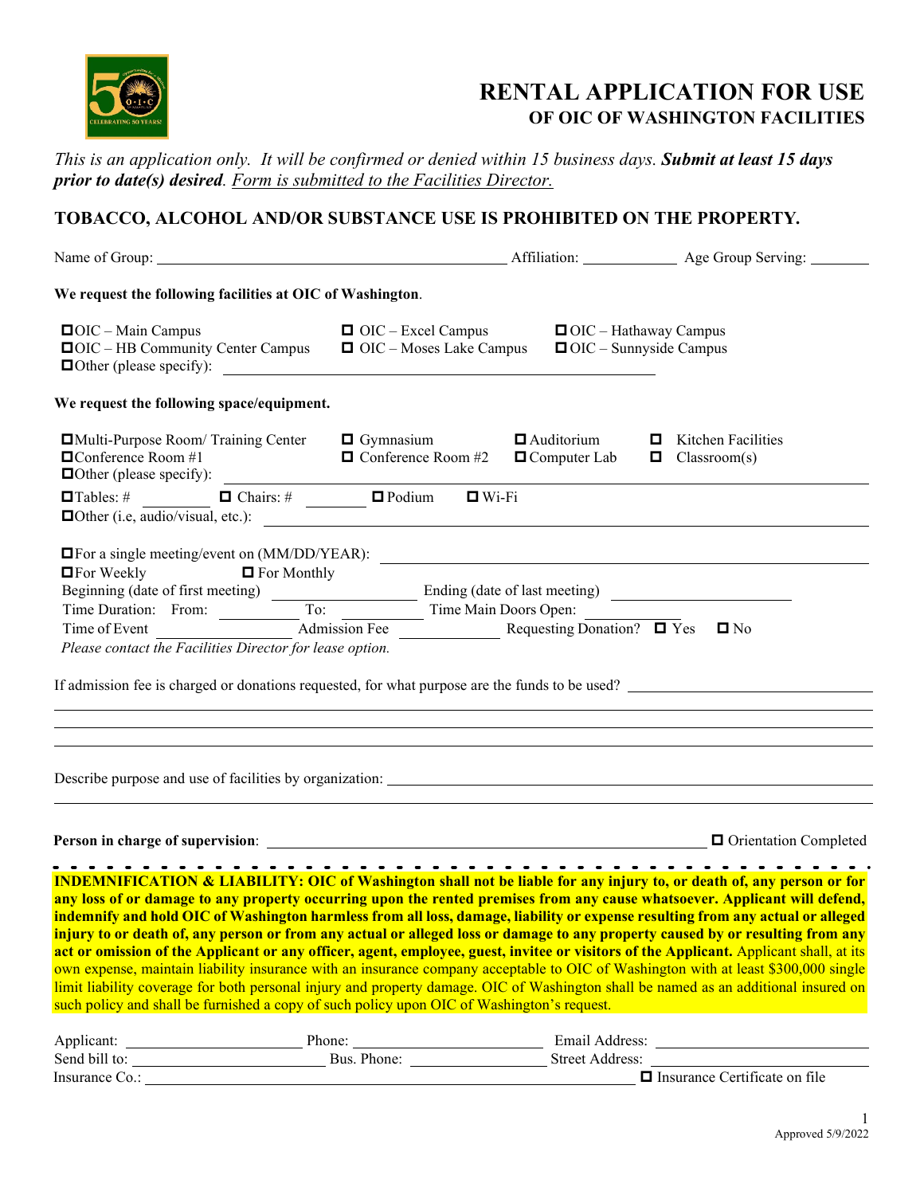# RENTAL APPLICATION FOR USE
## OF OIC OF WASHINGTON FACILITIES

*This is an application only. It will be confirmed or denied within 15 business days.* ***Submit at least 15 days prior to date(s) desired****. Form is submitted to the Facilities Director.*

**TOBACCO, ALCOHOL AND/OR SUBSTANCE USE IS PROHIBITED ON THE PROPERTY.**

Name of Group: ______________________________ Affiliation: __________ Age Group Serving: ________

**We request the following facilities at OIC of Washington**.

- ☐ OIC – Main Campus
- ☐ OIC – Excel Campus
- ☐ OIC – Hathaway Campus
- ☐ OIC – HB Community Center Campus
- ☐ OIC – Moses Lake Campus
- ☐ OIC – Sunnyside Campus
- ☐ Other (please specify): ______________________________

**We request the following space/equipment.**

- ☐ Multi-Purpose Room/ Training Center
- ☐ Gymnasium
- ☐ Auditorium
- ☐ Kitchen Facilities
- ☐ Conference Room #1
- ☐ Conference Room #2
- ☐ Computer Lab
- ☐ Classroom(s)
- ☐ Other (please specify): ______________________________

☐ Tables: # ________ ☐ Chairs: # ________ ☐ Podium ☐ Wi-Fi

☐ Other (i.e, audio/visual, etc.): ______________________________

☐ For a single meeting/event on (MM/DD/YEAR): ______________________________

☐ For Weekly ☐ For Monthly

Beginning (date of first meeting) ____________ Ending (date of last meeting) ____________

Time Duration: From: ________ To: ________ Time Main Doors Open: ________

Time of Event ____________ Admission Fee ____________ Requesting Donation? ☐ Yes ☐ No

*Please contact the Facilities Director for lease option.*

If admission fee is charged or donations requested, for what purpose are the funds to be used? ______________________________

______________________________

______________________________

______________________________

Describe purpose and use of facilities by organization: ______________________________

______________________________

**Person in charge of supervision**: ______________________________ ☐ Orientation Completed

---

**INDEMNIFICATION & LIABILITY: OIC of Washington shall not be liable for any injury to, or death of, any person or for any loss of or damage to any property occurring upon the rented premises from any cause whatsoever. Applicant will defend, indemnify and hold OIC of Washington harmless from all loss, damage, liability or expense resulting from any actual or alleged injury to or death of, any person or from any actual or alleged loss or damage to any property caused by or resulting from any act or omission of the Applicant or any officer, agent, employee, guest, invitee or visitors of the Applicant.** Applicant shall, at its own expense, maintain liability insurance with an insurance company acceptable to OIC of Washington with at least $300,000 single limit liability coverage for both personal injury and property damage. OIC of Washington shall be named as an additional insured on such policy and shall be furnished a copy of such policy upon OIC of Washington's request.

Applicant: ____________ Phone: ____________ Email Address: ____________

Send bill to: ____________ Bus. Phone: ____________ Street Address: ____________

Insurance Co.: ______________________________ ☐ Insurance Certificate on file

Approved 5/9/2022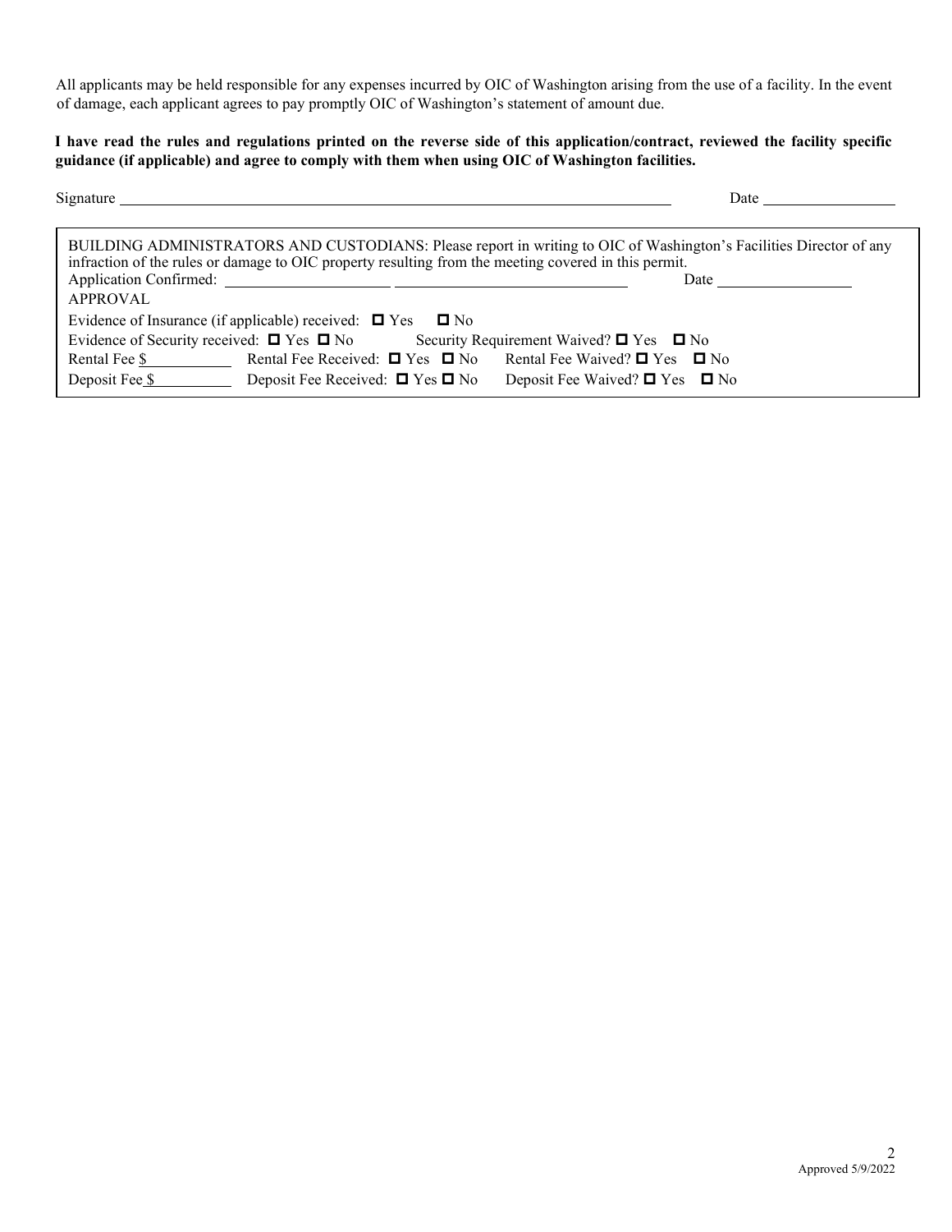All applicants may be held responsible for any expenses incurred by OIC of Washington arising from the use of a facility. In the event of damage, each applicant agrees to pay promptly OIC of Washington's statement of amount due.

**I have read the rules and regulations printed on the reverse side of this application/contract, reviewed the facility specific guidance (if applicable) and agree to comply with them when using OIC of Washington facilities.**

Signature ______________________________________________ Date ______________

---

BUILDING ADMINISTRATORS AND CUSTODIANS: Please report in writing to OIC of Washington's Facilities Director of any infraction of the rules or damage to OIC property resulting from the meeting covered in this permit.

Application Confirmed: ______________ ____________________ Date ______________

APPROVAL

Evidence of Insurance (if applicable) received: ☐ Yes ☐ No

Evidence of Security received: ☐ Yes ☐ No Security Requirement Waived? ☐ Yes ☐ No

Rental Fee $__________ Rental Fee Received: ☐ Yes ☐ No Rental Fee Waived? ☐ Yes ☐ No

Deposit Fee $__________ Deposit Fee Received: ☐ Yes ☐ No Deposit Fee Waived? ☐ Yes ☐ No

---

Approved 5/9/2022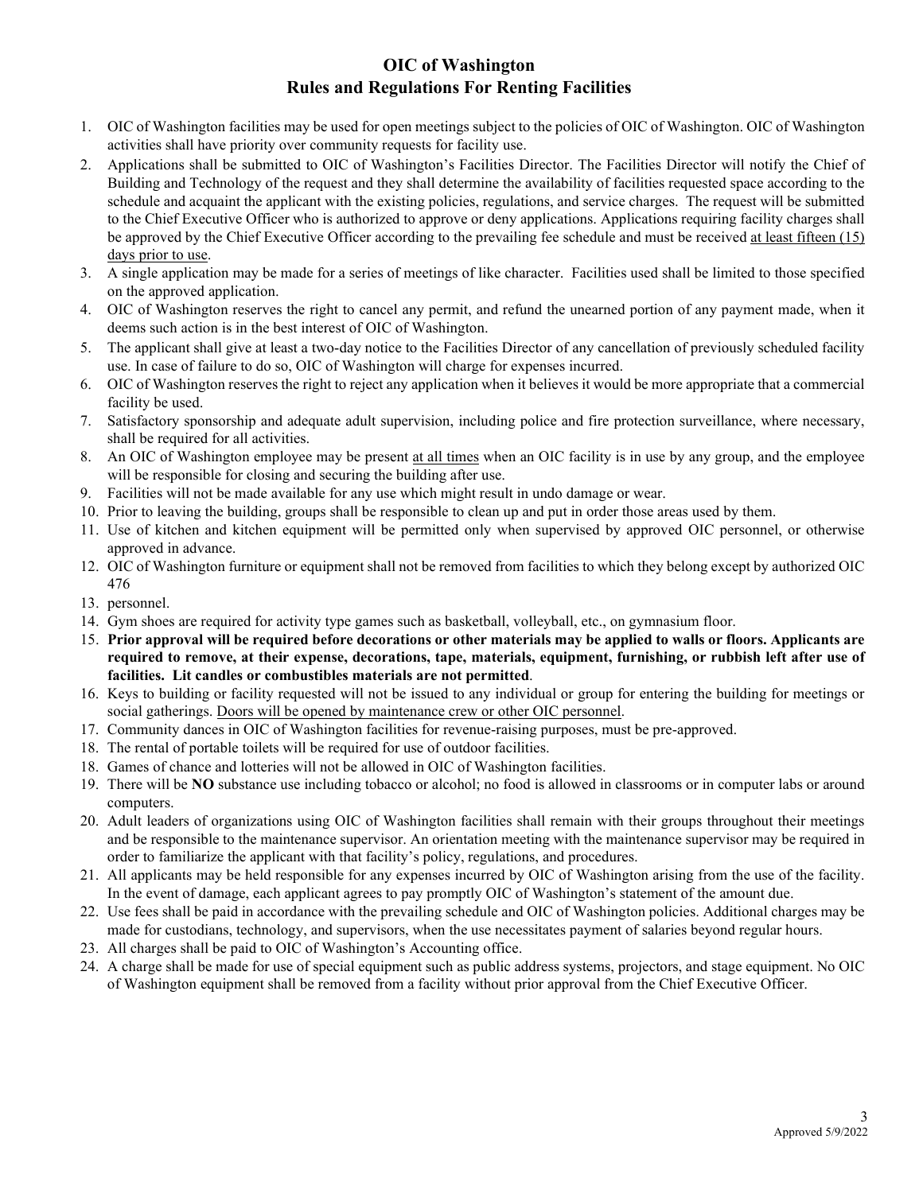# OIC of Washington
## Rules and Regulations For Renting Facilities

1. OIC of Washington facilities may be used for open meetings subject to the policies of OIC of Washington. OIC of Washington activities shall have priority over community requests for facility use.
2. Applications shall be submitted to OIC of Washington's Facilities Director. The Facilities Director will notify the Chief of Building and Technology of the request and they shall determine the availability of facilities requested space according to the schedule and acquaint the applicant with the existing policies, regulations, and service charges. The request will be submitted to the Chief Executive Officer who is authorized to approve or deny applications. Applications requiring facility charges shall be approved by the Chief Executive Officer according to the prevailing fee schedule and must be received <u>at least fifteen (15) days prior to use</u>.
3. A single application may be made for a series of meetings of like character. Facilities used shall be limited to those specified on the approved application.
4. OIC of Washington reserves the right to cancel any permit, and refund the unearned portion of any payment made, when it deems such action is in the best interest of OIC of Washington.
5. The applicant shall give at least a two-day notice to the Facilities Director of any cancellation of previously scheduled facility use. In case of failure to do so, OIC of Washington will charge for expenses incurred.
6. OIC of Washington reserves the right to reject any application when it believes it would be more appropriate that a commercial facility be used.
7. Satisfactory sponsorship and adequate adult supervision, including police and fire protection surveillance, where necessary, shall be required for all activities.
8. An OIC of Washington employee may be present <u>at all times</u> when an OIC facility is in use by any group, and the employee will be responsible for closing and securing the building after use.
9. Facilities will not be made available for any use which might result in undo damage or wear.
10. Prior to leaving the building, groups shall be responsible to clean up and put in order those areas used by them.
11. Use of kitchen and kitchen equipment will be permitted only when supervised by approved OIC personnel, or otherwise approved in advance.
12. OIC of Washington furniture or equipment shall not be removed from facilities to which they belong except by authorized OIC 476
13. personnel.
14. Gym shoes are required for activity type games such as basketball, volleyball, etc., on gymnasium floor.
15. **Prior approval will be required before decorations or other materials may be applied to walls or floors. Applicants are required to remove, at their expense, decorations, tape, materials, equipment, furnishing, or rubbish left after use of facilities. Lit candles or combustibles materials are not permitted**.
16. Keys to building or facility requested will not be issued to any individual or group for entering the building for meetings or social gatherings. <u>Doors will be opened by maintenance crew or other OIC personnel</u>.
17. Community dances in OIC of Washington facilities for revenue-raising purposes, must be pre-approved.
18. The rental of portable toilets will be required for use of outdoor facilities.
18. Games of chance and lotteries will not be allowed in OIC of Washington facilities.
19. There will be **NO** substance use including tobacco or alcohol; no food is allowed in classrooms or in computer labs or around computers.
20. Adult leaders of organizations using OIC of Washington facilities shall remain with their groups throughout their meetings and be responsible to the maintenance supervisor. An orientation meeting with the maintenance supervisor may be required in order to familiarize the applicant with that facility's policy, regulations, and procedures.
21. All applicants may be held responsible for any expenses incurred by OIC of Washington arising from the use of the facility. In the event of damage, each applicant agrees to pay promptly OIC of Washington's statement of the amount due.
22. Use fees shall be paid in accordance with the prevailing schedule and OIC of Washington policies. Additional charges may be made for custodians, technology, and supervisors, when the use necessitates payment of salaries beyond regular hours.
23. All charges shall be paid to OIC of Washington's Accounting office.
24. A charge shall be made for use of special equipment such as public address systems, projectors, and stage equipment. No OIC of Washington equipment shall be removed from a facility without prior approval from the Chief Executive Officer.

Approved 5/9/2022